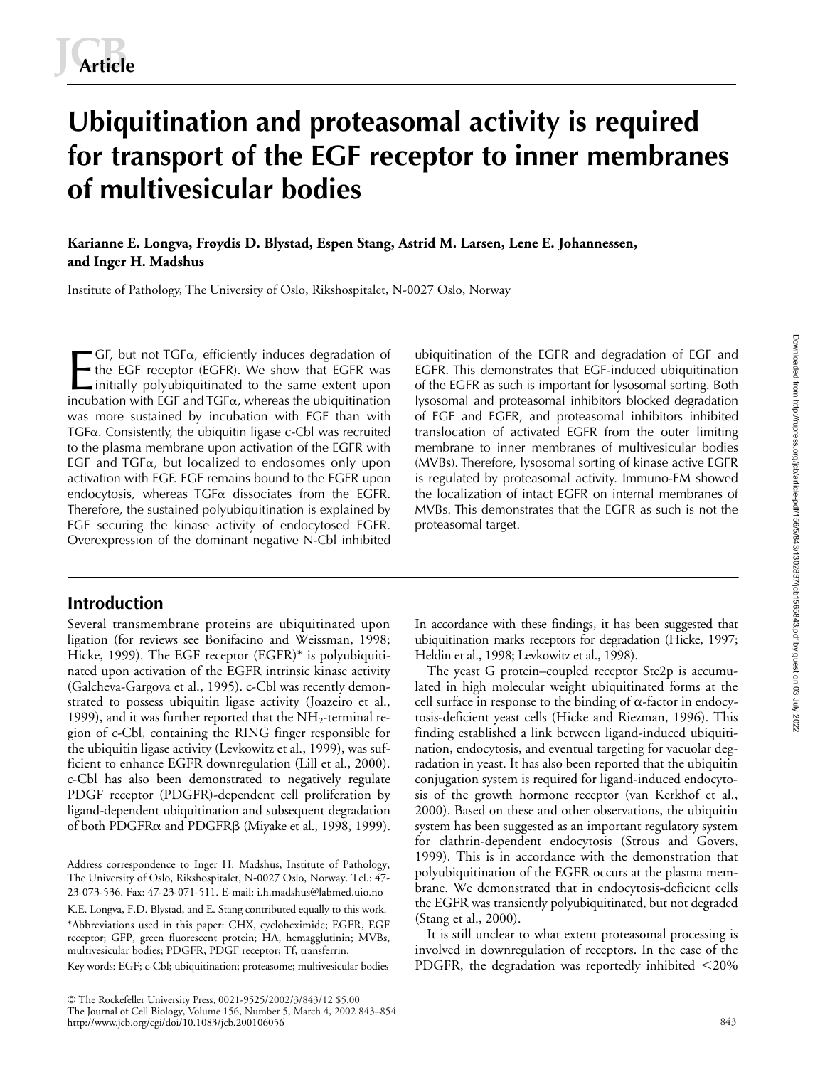# Ubiquitination and proteasomal activity is required for transport of the EGF receptor to inner membranes of multivesicular bodies

**Karianne E. Longva, Frøydis D. Blystad, Espen Stang, Astrid M. Larsen, Lene E. Johannessen, and Inger H. Madshus**

Institute of Pathology, The University of Oslo, Rikshospitalet, N-0027 Oslo, Norway

EGF, but not TGFα, efficiently induces degradation of the EGF receptor (EGFR). We show that EGFR was initially polyubiquitinated to the same extent upon incubation with EGF and TGFα, whereas the ubiquitination was more sustained by incubation with EGF than with TGFα. Consistently, the ubiquitin ligase c-Cbl was recruited to the plasma membrane upon activation of the EGFR with EGF and TGFα, but localized to endosomes only upon activation with EGF. EGF remains bound to the EGFR upon endocytosis, whereas TGFα dissociates from the EGFR. Therefore, the sustained polyubiquitination is explained by EGF securing the kinase activity of endocytosed EGFR. Overexpression of the dominant negative N-Cbl inhibited ubiquitination of the EGFR and degradation of EGF and EGFR. This demonstrates that EGF-induced ubiquitination of the EGFR as such is important for lysosomal sorting. Both lysosomal and proteasomal inhibitors blocked degradation of EGF and EGFR, and proteasomal inhibitors inhibited translocation of activated EGFR from the outer limiting membrane to inner membranes of multivesicular bodies (MVBs). Therefore, lysosomal sorting of kinase active EGFR is regulated by proteasomal activity. Immuno-EM showed the localization of intact EGFR on internal membranes of MVBs. This demonstrates that the EGFR as such is not the proteasomal target.

## Introduction

Several transmembrane proteins are ubiquitinated upon ligation (for reviews see Bonifacino and Weissman, 1998; Hicke, 1999). The EGF receptor (EGFR)* is polyubiquitinated upon activation of the EGFR intrinsic kinase activity (Galcheva-Gargova et al., 1995). c-Cbl was recently demonstrated to possess ubiquitin ligase activity (Joazeiro et al., 1999), and it was further reported that the $NH_2$-terminal region of c-Cbl, containing the RING finger responsible for the ubiquitin ligase activity (Levkowitz et al., 1999), was sufficient to enhance EGFR downregulation (Lill et al., 2000). c-Cbl has also been demonstrated to negatively regulate PDGF receptor (PDGFR)-dependent cell proliferation by ligand-dependent ubiquitination and subsequent degradation of both PDGFRα and PDGFRβ (Miyake et al., 1998, 1999). In accordance with these findings, it has been suggested that ubiquitination marks receptors for degradation (Hicke, 1997; Heldin et al., 1998; Levkowitz et al., 1998).

The yeast G protein–coupled receptor Ste2p is accumulated in high molecular weight ubiquitinated forms at the cell surface in response to the binding of α-factor in endocytosis-deficient yeast cells (Hicke and Riezman, 1996). This finding established a link between ligand-induced ubiquitination, endocytosis, and eventual targeting for vacuolar degradation in yeast. It has also been reported that the ubiquitin conjugation system is required for ligand-induced endocytosis of the growth hormone receptor (van Kerkhof et al., 2000). Based on these and other observations, the ubiquitin system has been suggested as an important regulatory system for clathrin-dependent endocytosis (Strous and Govers, 1999). This is in accordance with the demonstration that polyubiquitination of the EGFR occurs at the plasma membrane. We demonstrated that in endocytosis-deficient cells the EGFR was transiently polyubiquitinated, but not degraded (Stang et al., 2000).

It is still unclear to what extent proteasomal processing is involved in downregulation of receptors. In the case of the PDGFR, the degradation was reportedly inhibited <20%

---

Address correspondence to Inger H. Madshus, Institute of Pathology, The University of Oslo, Rikshospitalet, N-0027 Oslo, Norway. Tel.: 47-23-073-536. Fax: 47-23-071-511. E-mail: i.h.madshus@labmed.uio.no

K.E. Longva, F.D. Blystad, and E. Stang contributed equally to this work.

*Abbreviations used in this paper: CHX, cycloheximide; EGFR, EGF receptor; GFP, green fluorescent protein; HA, hemagglutinin; MVBs, multivesicular bodies; PDGFR, PDGF receptor; Tf, transferrin.

Key words: EGF; c-Cbl; ubiquitination; proteasome; multivesicular bodies

© The Rockefeller University Press, 0021-9525/2002/3/843/12 $5.00
The Journal of Cell Biology, Volume 156, Number 5, March 4, 2002 843–854
http://www.jcb.org/cgi/doi/10.1083/jcb.200106056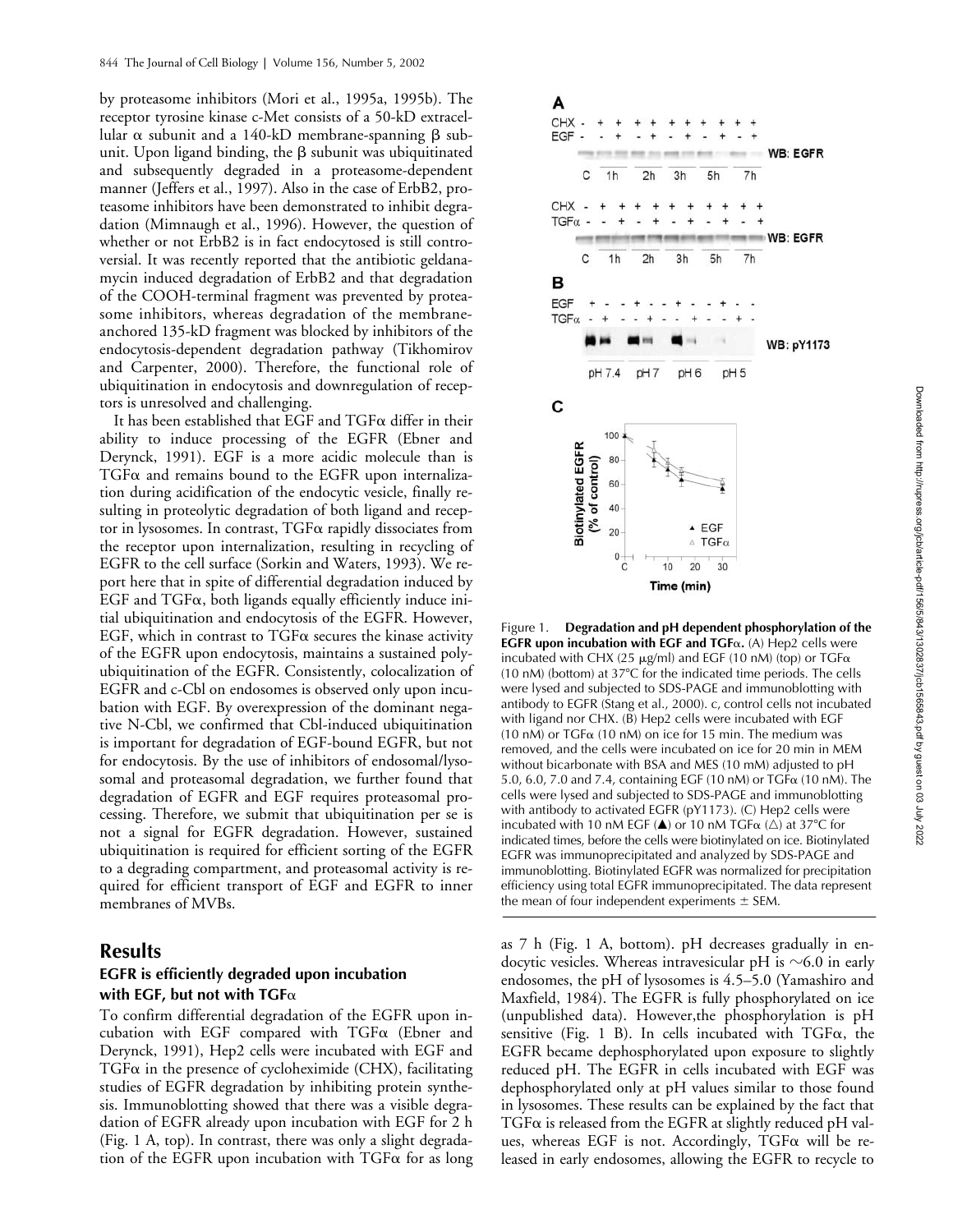by proteasome inhibitors (Mori et al., 1995a, 1995b). The receptor tyrosine kinase c-Met consists of a 50-kD extracellular α subunit and a 140-kD membrane-spanning β subunit. Upon ligand binding, the β subunit was ubiquitinated and subsequently degraded in a proteasome-dependent manner (Jeffers et al., 1997). Also in the case of ErbB2, proteasome inhibitors have been demonstrated to inhibit degradation (Mimnaugh et al., 1996). However, the question of whether or not ErbB2 is in fact endocytosed is still controversial. It was recently reported that the antibiotic geldanamycin induced degradation of ErbB2 and that degradation of the COOH-terminal fragment was prevented by proteasome inhibitors, whereas degradation of the membrane-anchored 135-kD fragment was blocked by inhibitors of the endocytosis-dependent degradation pathway (Tikhomirov and Carpenter, 2000). Therefore, the functional role of ubiquitination in endocytosis and downregulation of receptors is unresolved and challenging.

It has been established that EGF and TGFα differ in their ability to induce processing of the EGFR (Ebner and Derynck, 1991). EGF is a more acidic molecule than is TGFα and remains bound to the EGFR upon internalization during acidification of the endocytic vesicle, finally resulting in proteolytic degradation of both ligand and receptor in lysosomes. In contrast, TGFα rapidly dissociates from the receptor upon internalization, resulting in recycling of EGFR to the cell surface (Sorkin and Waters, 1993). We report here that in spite of differential degradation induced by EGF and TGFα, both ligands equally efficiently induce initial ubiquitination and endocytosis of the EGFR. However, EGF, which in contrast to TGFα secures the kinase activity of the EGFR upon endocytosis, maintains a sustained polyubiquitination of the EGFR. Consistently, colocalization of EGFR and c-Cbl on endosomes is observed only upon incubation with EGF. By overexpression of the dominant negative N-Cbl, we confirmed that Cbl-induced ubiquitination is important for degradation of EGF-bound EGFR, but not for endocytosis. By the use of inhibitors of endosomal/lysosomal and proteasomal degradation, we further found that degradation of EGFR and EGF requires proteasomal processing. Therefore, we submit that ubiquitination per se is not a signal for EGFR degradation. However, sustained ubiquitination is required for efficient sorting of the EGFR to a degrading compartment, and proteasomal activity is required for efficient transport of EGF and EGFR to inner membranes of MVBs.

## Results

### EGFR is efficiently degraded upon incubation with EGF, but not with TGFα

To confirm differential degradation of the EGFR upon incubation with EGF compared with TGFα (Ebner and Derynck, 1991), Hep2 cells were incubated with EGF and TGFα in the presence of cycloheximide (CHX), facilitating studies of EGFR degradation by inhibiting protein synthesis. Immunoblotting showed that there was a visible degradation of EGFR already upon incubation with EGF for 2 h (Fig. 1 A, top). In contrast, there was only a slight degradation of the EGFR upon incubation with TGFα for as long as 7 h (Fig. 1 A, bottom). pH decreases gradually in endocytic vesicles. Whereas intravesicular pH is ~6.0 in early endosomes, the pH of lysosomes is 4.5–5.0 (Yamashiro and Maxfield, 1984). The EGFR is fully phosphorylated on ice (unpublished data). However,the phosphorylation is pH sensitive (Fig. 1 B). In cells incubated with TGFα, the EGFR became dephosphorylated upon exposure to slightly reduced pH. The EGFR in cells incubated with EGF was dephosphorylated only at pH values similar to those found in lysosomes. These results can be explained by the fact that TGFα is released from the EGFR at slightly reduced pH values, whereas EGF is not. Accordingly, TGFα will be released in early endosomes, allowing the EGFR to recycle to

**Figure 1. Degradation and pH dependent phosphorylation of the EGFR upon incubation with EGF and TGFα.** (A) Hep2 cells were incubated with CHX (25 μg/ml) and EGF (10 nM) (top) or TGFα (10 nM) (bottom) at 37°C for the indicated time periods. The cells were lysed and subjected to SDS-PAGE and immunoblotting with antibody to EGFR (Stang et al., 2000). c, control cells not incubated with ligand nor CHX. (B) Hep2 cells were incubated with EGF (10 nM) or TGFα (10 nM) on ice for 15 min. The medium was removed, and the cells were incubated on ice for 20 min in MEM without bicarbonate with BSA and MES (10 mM) adjusted to pH 5.0, 6.0, 7.0 and 7.4, containing EGF (10 nM) or TGFα (10 nM). The cells were lysed and subjected to SDS-PAGE and immunoblotting with antibody to activated EGFR (pY1173). (C) Hep2 cells were incubated with 10 nM EGF (▲) or 10 nM TGFα (△) at 37°C for indicated times, before the cells were biotinylated on ice. Biotinylated EGFR was immunoprecipitated and analyzed by SDS-PAGE and immunoblotting. Biotinylated EGFR was normalized for precipitation efficiency using total EGFR immunoprecipitated. The data represent the mean of four independent experiments ± SEM.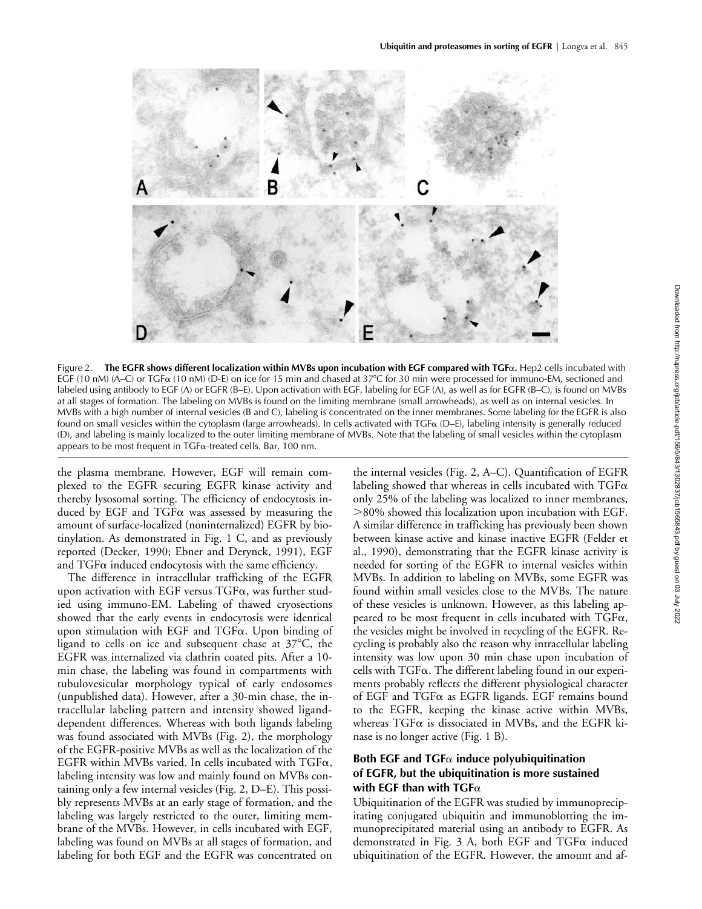Figure 2. **The EGFR shows different localization within MVBs upon incubation with EGF compared with TGFα.** Hep2 cells incubated with EGF (10 nM) (A–C) or TGFα (10 nM) (D-E) on ice for 15 min and chased at 37°C for 30 min were processed for immuno-EM, sectioned and labeled using antibody to EGF (A) or EGFR (B–E). Upon activation with EGF, labeling for EGF (A), as well as for EGFR (B–C), is found on MVBs at all stages of formation. The labeling on MVBs is found on the limiting membrane (small arrowheads), as well as on internal vesicles. In MVBs with a high number of internal vesicles (B and C), labeling is concentrated on the inner membranes. Some labeling for the EGFR is also found on small vesicles within the cytoplasm (large arrowheads). In cells activated with TGFα (D–E), labeling intensity is generally reduced (D), and labeling is mainly localized to the outer limiting membrane of MVBs. Note that the labeling of small vesicles within the cytoplasm appears to be most frequent in TGFα-treated cells. Bar, 100 nm.

the plasma membrane. However, EGF will remain complexed to the EGFR securing EGFR kinase activity and thereby lysosomal sorting. The efficiency of endocytosis induced by EGF and TGFα was assessed by measuring the amount of surface-localized (noninternalized) EGFR by biotinylation. As demonstrated in Fig. 1 C, and as previously reported (Decker, 1990; Ebner and Derynck, 1991), EGF and TGFα induced endocytosis with the same efficiency.

The difference in intracellular trafficking of the EGFR upon activation with EGF versus TGFα, was further studied using immuno-EM. Labeling of thawed cryosections showed that the early events in endocytosis were identical upon stimulation with EGF and TGFα. Upon binding of ligand to cells on ice and subsequent chase at 37°C, the EGFR was internalized via clathrin coated pits. After a 10-min chase, the labeling was found in compartments with tubulovesicular morphology typical of early endosomes (unpublished data). However, after a 30-min chase, the intracellular labeling pattern and intensity showed ligand-dependent differences. Whereas with both ligands labeling was found associated with MVBs (Fig. 2), the morphology of the EGFR-positive MVBs as well as the localization of the EGFR within MVBs varied. In cells incubated with TGFα, labeling intensity was low and mainly found on MVBs containing only a few internal vesicles (Fig. 2, D–E). This possibly represents MVBs at an early stage of formation, and the labeling was largely restricted to the outer, limiting membrane of the MVBs. However, in cells incubated with EGF, labeling was found on MVBs at all stages of formation, and labeling for both EGF and the EGFR was concentrated on the internal vesicles (Fig. 2, A–C). Quantification of EGFR labeling showed that whereas in cells incubated with TGFα only 25% of the labeling was localized to inner membranes, >80% showed this localization upon incubation with EGF. A similar difference in trafficking has previously been shown between kinase active and kinase inactive EGFR (Felder et al., 1990), demonstrating that the EGFR kinase activity is needed for sorting of the EGFR to internal vesicles within MVBs. In addition to labeling on MVBs, some EGFR was found within small vesicles close to the MVBs. The nature of these vesicles is unknown. However, as this labeling appeared to be most frequent in cells incubated with TGFα, the vesicles might be involved in recycling of the EGFR. Recycling is probably also the reason why intracellular labeling intensity was low upon 30 min chase upon incubation of cells with TGFα. The different labeling found in our experiments probably reflects the different physiological character of EGF and TGFα as EGFR ligands. EGF remains bound to the EGFR, keeping the kinase active within MVBs, whereas TGFα is dissociated in MVBs, and the EGFR kinase is no longer active (Fig. 1 B).

### Both EGF and TGFα induce polyubiquitination of EGFR, but the ubiquitination is more sustained with EGF than with TGFα

Ubiquitination of the EGFR was studied by immunoprecipitating conjugated ubiquitin and immunoblotting the immunoprecipitated material using an antibody to EGFR. As demonstrated in Fig. 3 A, both EGF and TGFα induced ubiquitination of the EGFR. However, the amount and af-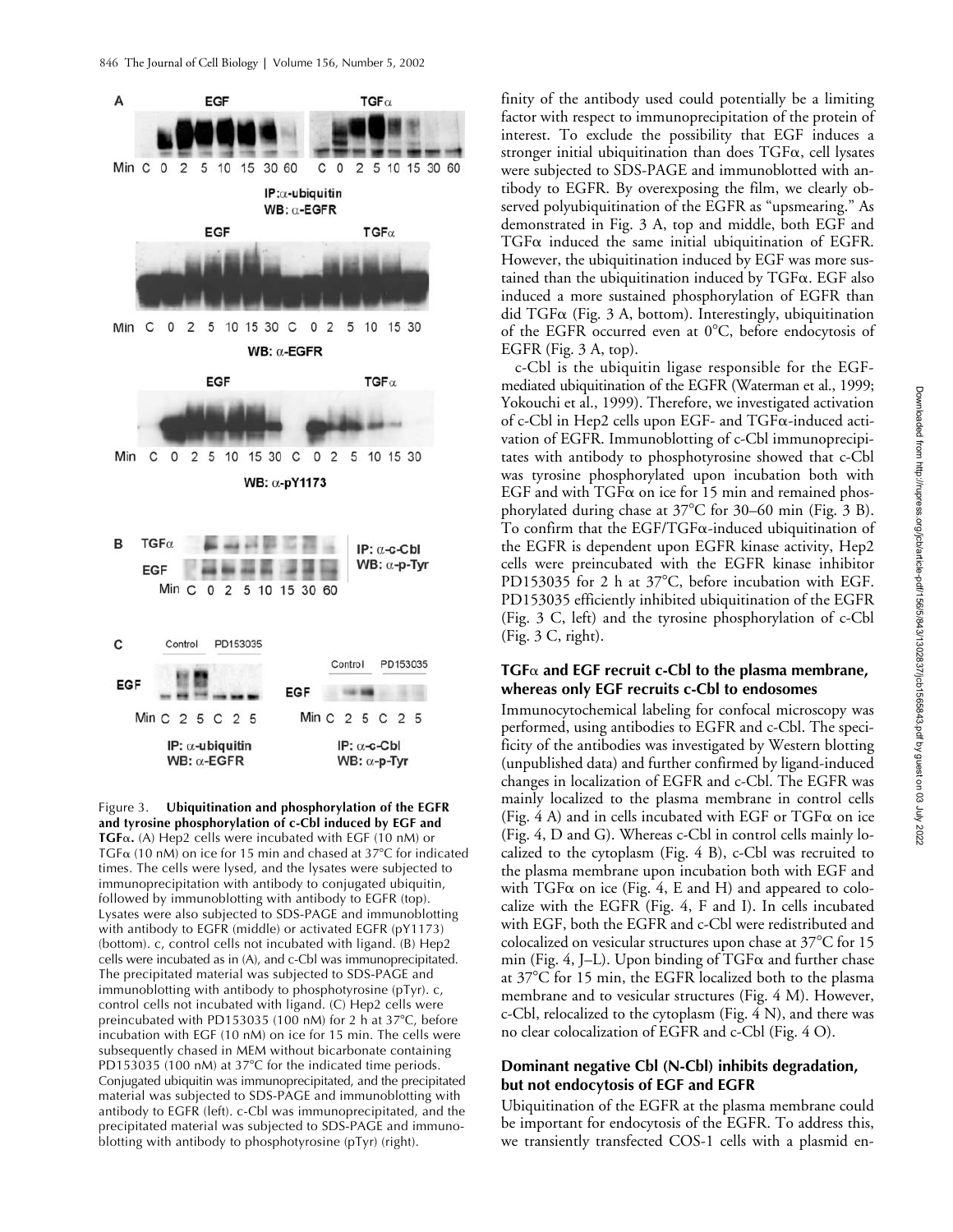Figure 3. **Ubiquitination and phosphorylation of the EGFR and tyrosine phosphorylation of c-Cbl induced by EGF and TGFα.** (A) Hep2 cells were incubated with EGF (10 nM) or TGFα (10 nM) on ice for 15 min and chased at 37°C for indicated times. The cells were lysed, and the lysates were subjected to immunoprecipitation with antibody to conjugated ubiquitin, followed by immunoblotting with antibody to EGFR (top). Lysates were also subjected to SDS-PAGE and immunoblotting with antibody to EGFR (middle) or activated EGFR (pY1173) (bottom). c, control cells not incubated with ligand. (B) Hep2 cells were incubated as in (A), and c-Cbl was immunoprecipitated. The precipitated material was subjected to SDS-PAGE and immunoblotting with antibody to phosphotyrosine (pTyr). c, control cells not incubated with ligand. (C) Hep2 cells were preincubated with PD153035 (100 nM) for 2 h at 37°C, before incubation with EGF (10 nM) on ice for 15 min. The cells were subsequently chased in MEM without bicarbonate containing PD153035 (100 nM) at 37°C for the indicated time periods. Conjugated ubiquitin was immunoprecipitated, and the precipitated material was subjected to SDS-PAGE and immunoblotting with antibody to EGFR (left). c-Cbl was immunoprecipitated, and the precipitated material was subjected to SDS-PAGE and immunoblotting with antibody to phosphotyrosine (pTyr) (right).

finity of the antibody used could potentially be a limiting factor with respect to immunoprecipitation of the protein of interest. To exclude the possibility that EGF induces a stronger initial ubiquitination than does TGFα, cell lysates were subjected to SDS-PAGE and immunoblotted with antibody to EGFR. By overexposing the film, we clearly observed polyubiquitination of the EGFR as "upsmearing." As demonstrated in Fig. 3 A, top and middle, both EGF and TGFα induced the same initial ubiquitination of EGFR. However, the ubiquitination induced by EGF was more sustained than the ubiquitination induced by TGFα. EGF also induced a more sustained phosphorylation of EGFR than did TGFα (Fig. 3 A, bottom). Interestingly, ubiquitination of the EGFR occurred even at 0°C, before endocytosis of EGFR (Fig. 3 A, top).

c-Cbl is the ubiquitin ligase responsible for the EGF-mediated ubiquitination of the EGFR (Waterman et al., 1999; Yokouchi et al., 1999). Therefore, we investigated activation of c-Cbl in Hep2 cells upon EGF- and TGFα-induced activation of EGFR. Immunoblotting of c-Cbl immunoprecipitates with antibody to phosphotyrosine showed that c-Cbl was tyrosine phosphorylated upon incubation both with EGF and with TGFα on ice for 15 min and remained phosphorylated during chase at 37°C for 30–60 min (Fig. 3 B). To confirm that the EGF/TGFα-induced ubiquitination of the EGFR is dependent upon EGFR kinase activity, Hep2 cells were preincubated with the EGFR kinase inhibitor PD153035 for 2 h at 37°C, before incubation with EGF. PD153035 efficiently inhibited ubiquitination of the EGFR (Fig. 3 C, left) and the tyrosine phosphorylation of c-Cbl (Fig. 3 C, right).

### TGFα and EGF recruit c-Cbl to the plasma membrane, whereas only EGF recruits c-Cbl to endosomes

Immunocytochemical labeling for confocal microscopy was performed, using antibodies to EGFR and c-Cbl. The specificity of the antibodies was investigated by Western blotting (unpublished data) and further confirmed by ligand-induced changes in localization of EGFR and c-Cbl. The EGFR was mainly localized to the plasma membrane in control cells (Fig. 4 A) and in cells incubated with EGF or TGFα on ice (Fig. 4, D and G). Whereas c-Cbl in control cells mainly localized to the cytoplasm (Fig. 4 B), c-Cbl was recruited to the plasma membrane upon incubation both with EGF and with TGFα on ice (Fig. 4, E and H) and appeared to colocalize with the EGFR (Fig. 4, F and I). In cells incubated with EGF, both the EGFR and c-Cbl were redistributed and colocalized on vesicular structures upon chase at 37°C for 15 min (Fig. 4, J–L). Upon binding of TGFα and further chase at 37°C for 15 min, the EGFR localized both to the plasma membrane and to vesicular structures (Fig. 4 M). However, c-Cbl, relocalized to the cytoplasm (Fig. 4 N), and there was no clear colocalization of EGFR and c-Cbl (Fig. 4 O).

### Dominant negative Cbl (N-Cbl) inhibits degradation, but not endocytosis of EGF and EGFR

Ubiquitination of the EGFR at the plasma membrane could be important for endocytosis of the EGFR. To address this, we transiently transfected COS-1 cells with a plasmid en-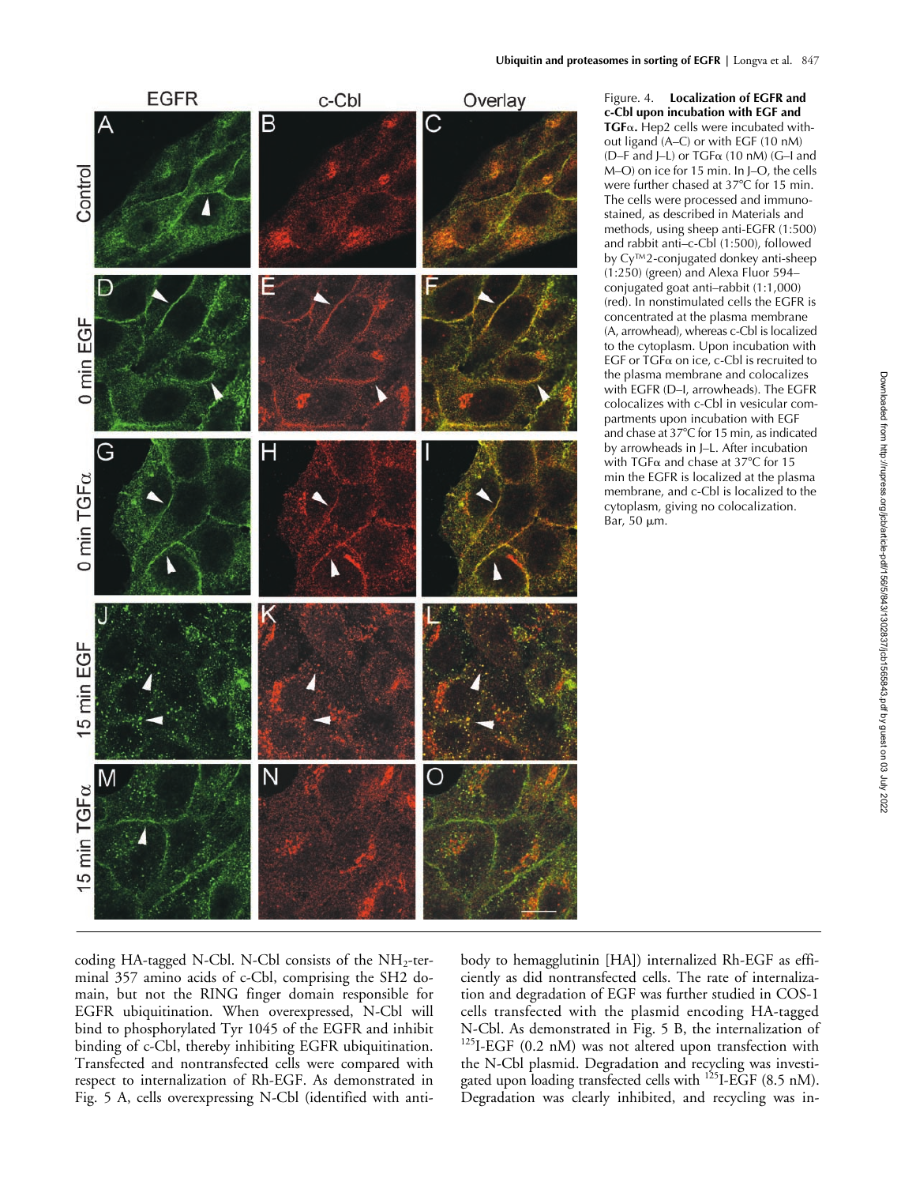Figure. 4. **Localization of EGFR and c-Cbl upon incubation with EGF and TGFα.** Hep2 cells were incubated without ligand (A–C) or with EGF (10 nM) (D–F and J–L) or TGFα (10 nM) (G–I and M–O) on ice for 15 min. In J–O, the cells were further chased at 37°C for 15 min. The cells were processed and immunostained, as described in Materials and methods, using sheep anti-EGFR (1:500) and rabbit anti–c-Cbl (1:500), followed by Cy™2-conjugated donkey anti-sheep (1:250) (green) and Alexa Fluor 594–conjugated goat anti–rabbit (1:1,000) (red). In nonstimulated cells the EGFR is concentrated at the plasma membrane (A, arrowhead), whereas c-Cbl is localized to the cytoplasm. Upon incubation with EGF or TGFα on ice, c-Cbl is recruited to the plasma membrane and colocalizes with EGFR (D–I, arrowheads). The EGFR colocalizes with c-Cbl in vesicular compartments upon incubation with EGF and chase at 37°C for 15 min, as indicated by arrowheads in J–L. After incubation with TGFα and chase at 37°C for 15 min the EGFR is localized at the plasma membrane, and c-Cbl is localized to the cytoplasm, giving no colocalization. Bar, 50 μm.

coding HA-tagged N-Cbl. N-Cbl consists of the $NH_2$-terminal 357 amino acids of c-Cbl, comprising the SH2 domain, but not the RING finger domain responsible for EGFR ubiquitination. When overexpressed, N-Cbl will bind to phosphorylated Tyr 1045 of the EGFR and inhibit binding of c-Cbl, thereby inhibiting EGFR ubiquitination. Transfected and nontransfected cells were compared with respect to internalization of Rh-EGF. As demonstrated in Fig. 5 A, cells overexpressing N-Cbl (identified with antibody to hemagglutinin [HA]) internalized Rh-EGF as efficiently as did nontransfected cells. The rate of internalization and degradation of EGF was further studied in COS-1 cells transfected with the plasmid encoding HA-tagged N-Cbl. As demonstrated in Fig. 5 B, the internalization of $^{125}$I-EGF (0.2 nM) was not altered upon transfection with the N-Cbl plasmid. Degradation and recycling was investigated upon loading transfected cells with $^{125}$I-EGF (8.5 nM). Degradation was clearly inhibited, and recycling was in-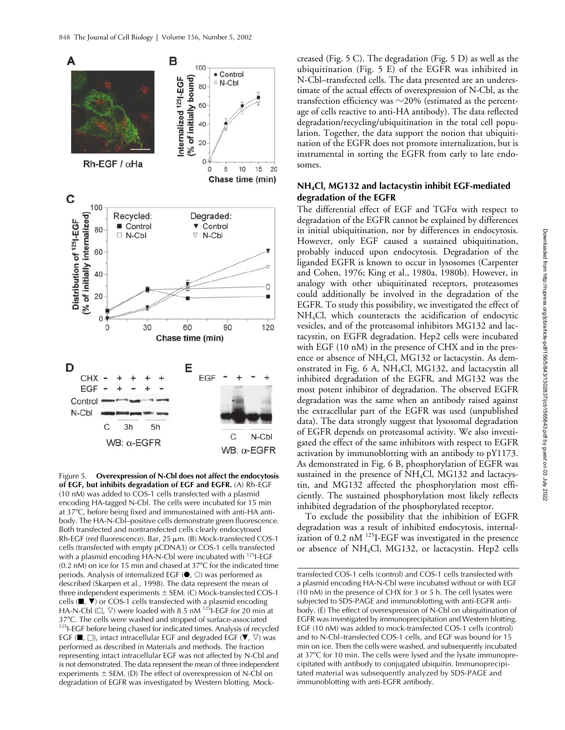creased (Fig. 5 C). The degradation (Fig. 5 D) as well as the ubiquitination (Fig. 5 E) of the EGFR was inhibited in N-Cbl–transfected cells. The data presented are an underestimate of the actual effects of overexpression of N-Cbl, as the transfection efficiency was ~20% (estimated as the percentage of cells reactive to anti-HA antibody). The data reflected degradation/recycling/ubiquitination in the total cell population. Together, the data support the notion that ubiquitination of the EGFR does not promote internalization, but is instrumental in sorting the EGFR from early to late endosomes.

### $NH_4Cl$, MG132 and lactacystin inhibit EGF-mediated degradation of the EGFR

The differential effect of EGF and TGFα with respect to degradation of the EGFR cannot be explained by differences in initial ubiquitination, nor by differences in endocytosis. However, only EGF caused a sustained ubiquitination, probably induced upon endocytosis. Degradation of the liganded EGFR is known to occur in lysosomes (Carpenter and Cohen, 1976; King et al., 1980a, 1980b). However, in analogy with other ubiquitinated receptors, proteasomes could additionally be involved in the degradation of the EGFR. To study this possibility, we investigated the effect of $NH_4Cl$, which counteracts the acidification of endocytic vesicles, and of the proteasomal inhibitors MG132 and lactacystin, on EGFR degradation. Hep2 cells were incubated with EGF (10 nM) in the presence of CHX and in the presence or absence of $NH_4Cl$, MG132 or lactacystin. As demonstrated in Fig. 6 A, $NH_4Cl$, MG132, and lactacystin all inhibited degradation of the EGFR, and MG132 was the most potent inhibitor of degradation. The observed EGFR degradation was the same when an antibody raised against the extracellular part of the EGFR was used (unpublished data). The data strongly suggest that lysosomal degradation of EGFR depends on proteasomal activity. We also investigated the effect of the same inhibitors with respect to EGFR activation by immunoblotting with an antibody to pY1173. As demonstrated in Fig. 6 B, phosphorylation of EGFR was sustained in the presence of $NH_4Cl$, MG132 and lactacystin, and MG132 affected the phosphorylation most efficiently. The sustained phosphorylation most likely reflects inhibited degradation of the phosphorylated receptor.

To exclude the possibility that the inhibition of EGFR degradation was a result of inhibited endocytosis, internalization of 0.2 nM $^{125}$I-EGF was investigated in the presence or absence of $NH_4Cl$, MG132, or lactacystin. Hep2 cells

Figure 5. **Overexpression of N-Cbl does not affect the endocytosis of EGF, but inhibits degradation of EGF and EGFR.** (A) Rh-EGF (10 nM) was added to COS-1 cells transfected with a plasmid encoding HA-tagged N-Cbl. The cells were incubated for 15 min at 37°C, before being fixed and immunostained with anti-HA antibody. The HA-N-Cbl–positive cells demonstrate green fluorescence. Both transfected and nontransfected cells clearly endocytosed Rh-EGF (red fluorescence). Bar, 25 μm. (B) Mock-transfected COS-1 cells (transfected with empty pcDNA3) or COS-1 cells transfected with a plasmid encoding HA-N-Cbl were incubated with $^{125}$I-EGF (0.2 nM) on ice for 15 min and chased at 37°C for the indicated time periods. Analysis of internalized EGF (●, ○) was performed as described (Skarpen et al., 1998). The data represent the mean of three independent experiments ± SEM. (C) Mock-transfected COS-1 cells (■, ▼) or COS-1 cells transfected with a plasmid encoding HA-N-Cbl (□, ▽) were loaded with 8.5 nM $^{125}$I-EGF for 20 min at 37°C. The cells were washed and stripped of surface-associated $^{125}$I-EGF before being chased for indicated times. Analysis of recycled EGF (■, □), intact intracellular EGF and degraded EGF (▼, ▽) was performed as described in Materials and methods. The fraction representing intact intracellular EGF was not affected by N-Cbl and is not demonstrated. The data represent the mean of three independent experiments ± SEM. (D) The effect of overexpression of N-Cbl on degradation of EGFR was investigated by Western blotting. Mock-transfected COS-1 cells (control) and COS-1 cells transfected with a plasmid encoding HA-N-Cbl were incubated without or with EGF (10 nM) in the presence of CHX for 3 or 5 h. The cell lysates were subjected to SDS-PAGE and immunoblotting with anti-EGFR antibody. (E) The effect of overexpression of N-Cbl on ubiquitination of EGFR was investigated by immunoprecipitation and Western blotting. EGF (10 nM) was added to mock-transfected COS-1 cells (control) and to N-Cbl–transfected COS-1 cells, and EGF was bound for 15 min on ice. Then the cells were washed, and subsequently incubated at 37°C for 10 min. The cells were lysed and the lysate immunoprecipitated with antibody to conjugated ubiquitin. Immunoprecipitated material was subsequently analyzed by SDS-PAGE and immunoblotting with anti-EGFR antibody.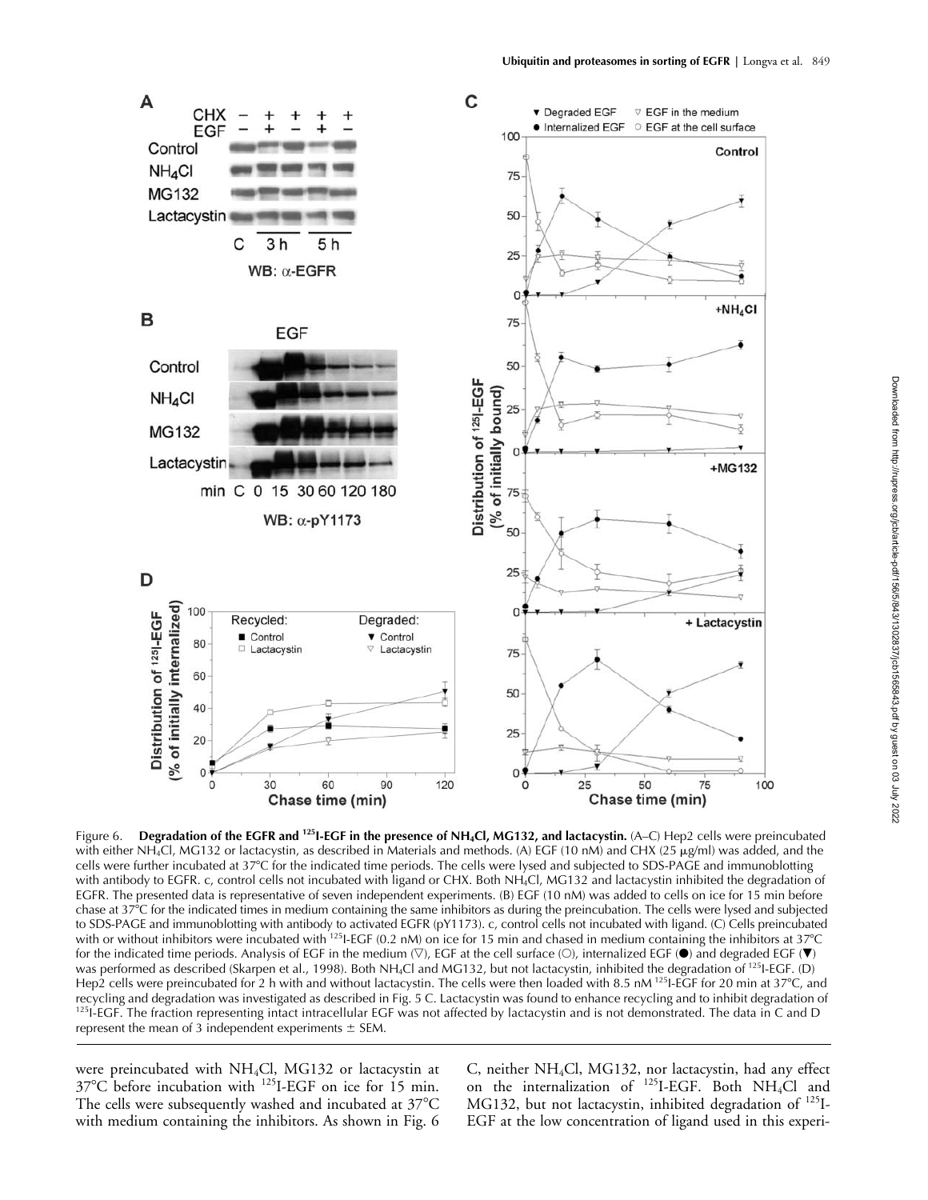Figure 6. **Degradation of the EGFR and $^{125}$I-EGF in the presence of $NH_4Cl$, MG132, and lactacystin.** (A–C) Hep2 cells were preincubated with either $NH_4Cl$, MG132 or lactacystin, as described in Materials and methods. (A) EGF (10 nM) and CHX (25 μg/ml) was added, and the cells were further incubated at 37°C for the indicated time periods. The cells were lysed and subjected to SDS-PAGE and immunoblotting with antibody to EGFR. c, control cells not incubated with ligand or CHX. Both $NH_4Cl$, MG132 and lactacystin inhibited the degradation of EGFR. The presented data is representative of seven independent experiments. (B) EGF (10 nM) was added to cells on ice for 15 min before chase at 37°C for the indicated times in medium containing the same inhibitors as during the preincubation. The cells were lysed and subjected to SDS-PAGE and immunoblotting with antibody to activated EGFR (pY1173). c, control cells not incubated with ligand. (C) Cells preincubated with or without inhibitors were incubated with $^{125}$I-EGF (0.2 nM) on ice for 15 min and chased in medium containing the inhibitors at 37°C for the indicated time periods. Analysis of EGF in the medium (▽), EGF at the cell surface (○), internalized EGF (●) and degraded EGF (▼) was performed as described (Skarpen et al., 1998). Both $NH_4Cl$ and MG132, but not lactacystin, inhibited the degradation of $^{125}$I-EGF. (D) Hep2 cells were preincubated for 2 h with and without lactacystin. The cells were then loaded with 8.5 nM $^{125}$I-EGF for 20 min at 37°C, and recycling and degradation was investigated as described in Fig. 5 C. Lactacystin was found to enhance recycling and to inhibit degradation of $^{125}$I-EGF. The fraction representing intact intracellular EGF was not affected by lactacystin and is not demonstrated. The data in C and D represent the mean of 3 independent experiments ± SEM.

were preincubated with $NH_4Cl$, MG132 or lactacystin at 37°C before incubation with $^{125}$I-EGF on ice for 15 min. The cells were subsequently washed and incubated at 37°C with medium containing the inhibitors. As shown in Fig. 6 C, neither $NH_4Cl$, MG132, nor lactacystin, had any effect on the internalization of $^{125}$I-EGF. Both $NH_4Cl$ and MG132, but not lactacystin, inhibited degradation of $^{125}$I-EGF at the low concentration of ligand used in this experi-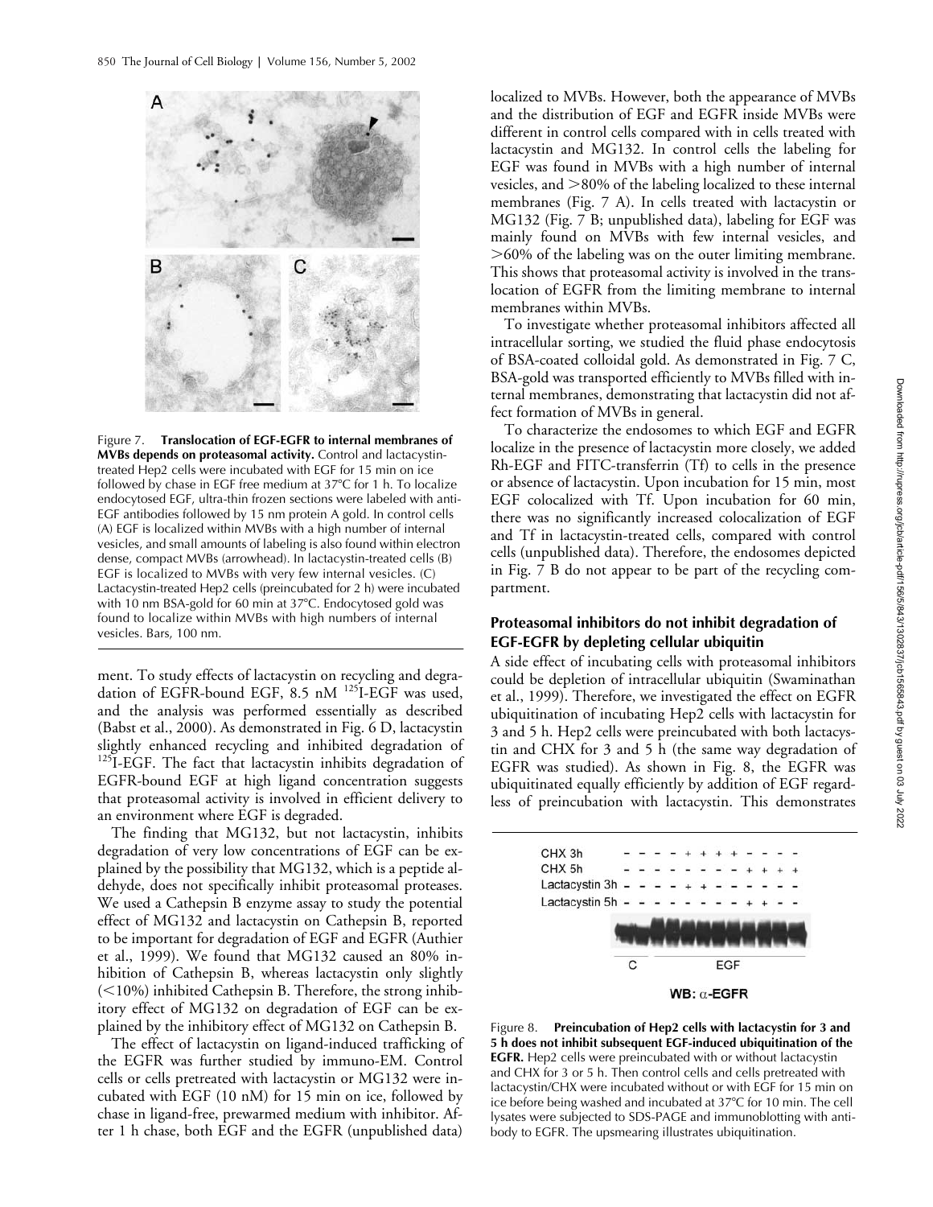Figure 7. **Translocation of EGF-EGFR to internal membranes of MVBs depends on proteasomal activity.** Control and lactacystin-treated Hep2 cells were incubated with EGF for 15 min on ice followed by chase in EGF free medium at 37°C for 1 h. To localize endocytosed EGF, ultra-thin frozen sections were labeled with anti-EGF antibodies followed by 15 nm protein A gold. In control cells (A) EGF is localized within MVBs with a high number of internal vesicles, and small amounts of labeling is also found within electron dense, compact MVBs (arrowhead). In lactacystin-treated cells (B) EGF is localized to MVBs with very few internal vesicles. (C) Lactacystin-treated Hep2 cells (preincubated for 2 h) were incubated with 10 nm BSA-gold for 60 min at 37°C. Endocytosed gold was found to localize within MVBs with high numbers of internal vesicles. Bars, 100 nm.

ment. To study effects of lactacystin on recycling and degradation of EGFR-bound EGF, 8.5 nM $^{125}$I-EGF was used, and the analysis was performed essentially as described (Babst et al., 2000). As demonstrated in Fig. 6 D, lactacystin slightly enhanced recycling and inhibited degradation of $^{125}$I-EGF. The fact that lactacystin inhibits degradation of EGFR-bound EGF at high ligand concentration suggests that proteasomal activity is involved in efficient delivery to an environment where EGF is degraded.

The finding that MG132, but not lactacystin, inhibits degradation of very low concentrations of EGF can be explained by the possibility that MG132, which is a peptide aldehyde, does not specifically inhibit proteasomal proteases. We used a Cathepsin B enzyme assay to study the potential effect of MG132 and lactacystin on Cathepsin B, reported to be important for degradation of EGF and EGFR (Authier et al., 1999). We found that MG132 caused an 80% inhibition of Cathepsin B, whereas lactacystin only slightly (<10%) inhibited Cathepsin B. Therefore, the strong inhibitory effect of MG132 on degradation of EGF can be explained by the inhibitory effect of MG132 on Cathepsin B.

The effect of lactacystin on ligand-induced trafficking of the EGFR was further studied by immuno-EM. Control cells or cells pretreated with lactacystin or MG132 were incubated with EGF (10 nM) for 15 min on ice, followed by chase in ligand-free, prewarmed medium with inhibitor. After 1 h chase, both EGF and the EGFR (unpublished data) localized to MVBs. However, both the appearance of MVBs and the distribution of EGF and EGFR inside MVBs were different in control cells compared with in cells treated with lactacystin and MG132. In control cells the labeling for EGF was found in MVBs with a high number of internal vesicles, and >80% of the labeling localized to these internal membranes (Fig. 7 A). In cells treated with lactacystin or MG132 (Fig. 7 B; unpublished data), labeling for EGF was mainly found on MVBs with few internal vesicles, and >60% of the labeling was on the outer limiting membrane. This shows that proteasomal activity is involved in the translocation of EGFR from the limiting membrane to internal membranes within MVBs.

To investigate whether proteasomal inhibitors affected all intracellular sorting, we studied the fluid phase endocytosis of BSA-coated colloidal gold. As demonstrated in Fig. 7 C, BSA-gold was transported efficiently to MVBs filled with internal membranes, demonstrating that lactacystin did not affect formation of MVBs in general.

To characterize the endosomes to which EGF and EGFR localize in the presence of lactacystin more closely, we added Rh-EGF and FITC-transferrin (Tf) to cells in the presence or absence of lactacystin. Upon incubation for 15 min, most EGF colocalized with Tf. Upon incubation for 60 min, there was no significantly increased colocalization of EGF and Tf in lactacystin-treated cells, compared with control cells (unpublished data). Therefore, the endosomes depicted in Fig. 7 B do not appear to be part of the recycling compartment.

### Proteasomal inhibitors do not inhibit degradation of EGF-EGFR by depleting cellular ubiquitin

A side effect of incubating cells with proteasomal inhibitors could be depletion of intracellular ubiquitin (Swaminathan et al., 1999). Therefore, we investigated the effect on EGFR ubiquitination of incubating Hep2 cells with lactacystin for 3 and 5 h. Hep2 cells were preincubated with both lactacystin and CHX for 3 and 5 h (the same way degradation of EGFR was studied). As shown in Fig. 8, the EGFR was ubiquitinated equally efficiently by addition of EGF regardless of preincubation with lactacystin. This demonstrates

Figure 8. **Preincubation of Hep2 cells with lactacystin for 3 and 5 h does not inhibit subsequent EGF-induced ubiquitination of the EGFR.** Hep2 cells were preincubated with or without lactacystin and CHX for 3 or 5 h. Then control cells and cells pretreated with lactacystin/CHX were incubated without or with EGF for 15 min on ice before being washed and incubated at 37°C for 10 min. The cell lysates were subjected to SDS-PAGE and immunoblotting with antibody to EGFR. The upsmearing illustrates ubiquitination.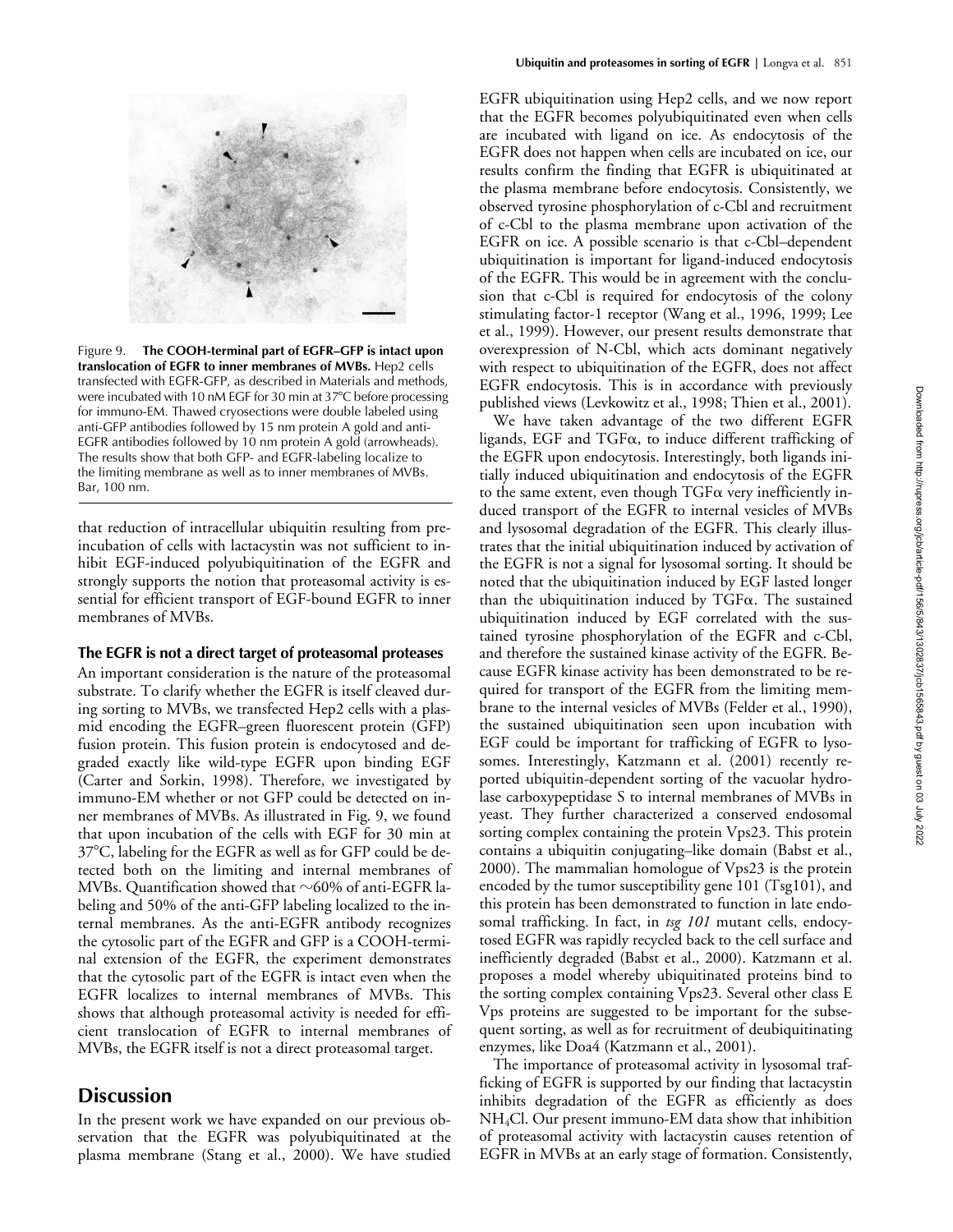Figure 9. **The COOH-terminal part of EGFR–GFP is intact upon translocation of EGFR to inner membranes of MVBs.** Hep2 cells transfected with EGFR-GFP, as described in Materials and methods, were incubated with 10 nM EGF for 30 min at 37°C before processing for immuno-EM. Thawed cryosections were double labeled using anti-GFP antibodies followed by 15 nm protein A gold and anti-EGFR antibodies followed by 10 nm protein A gold (arrowheads). The results show that both GFP- and EGFR-labeling localize to the limiting membrane as well as to inner membranes of MVBs. Bar, 100 nm.

that reduction of intracellular ubiquitin resulting from preincubation of cells with lactacystin was not sufficient to inhibit EGF-induced polyubiquitination of the EGFR and strongly supports the notion that proteasomal activity is essential for efficient transport of EGF-bound EGFR to inner membranes of MVBs.

### The EGFR is not a direct target of proteasomal proteases

An important consideration is the nature of the proteasomal substrate. To clarify whether the EGFR is itself cleaved during sorting to MVBs, we transfected Hep2 cells with a plasmid encoding the EGFR–green fluorescent protein (GFP) fusion protein. This fusion protein is endocytosed and degraded exactly like wild-type EGFR upon binding EGF (Carter and Sorkin, 1998). Therefore, we investigated by immuno-EM whether or not GFP could be detected on inner membranes of MVBs. As illustrated in Fig. 9, we found that upon incubation of the cells with EGF for 30 min at 37°C, labeling for the EGFR as well as for GFP could be detected both on the limiting and internal membranes of MVBs. Quantification showed that ~60% of anti-EGFR labeling and 50% of the anti-GFP labeling localized to the internal membranes. As the anti-EGFR antibody recognizes the cytosolic part of the EGFR and GFP is a COOH-terminal extension of the EGFR, the experiment demonstrates that the cytosolic part of the EGFR is intact even when the EGFR localizes to internal membranes of MVBs. This shows that although proteasomal activity is needed for efficient translocation of EGFR to internal membranes of MVBs, the EGFR itself is not a direct proteasomal target.

## Discussion

In the present work we have expanded on our previous observation that the EGFR was polyubiquitinated at the plasma membrane (Stang et al., 2000). We have studied EGFR ubiquitination using Hep2 cells, and we now report that the EGFR becomes polyubiquitinated even when cells are incubated with ligand on ice. As endocytosis of the EGFR does not happen when cells are incubated on ice, our results confirm the finding that EGFR is ubiquitinated at the plasma membrane before endocytosis. Consistently, we observed tyrosine phosphorylation of c-Cbl and recruitment of c-Cbl to the plasma membrane upon activation of the EGFR on ice. A possible scenario is that c-Cbl–dependent ubiquitination is important for ligand-induced endocytosis of the EGFR. This would be in agreement with the conclusion that c-Cbl is required for endocytosis of the colony stimulating factor-1 receptor (Wang et al., 1996, 1999; Lee et al., 1999). However, our present results demonstrate that overexpression of N-Cbl, which acts dominant negatively with respect to ubiquitination of the EGFR, does not affect EGFR endocytosis. This is in accordance with previously published views (Levkowitz et al., 1998; Thien et al., 2001).

We have taken advantage of the two different EGFR ligands, EGF and TGFα, to induce different trafficking of the EGFR upon endocytosis. Interestingly, both ligands initially induced ubiquitination and endocytosis of the EGFR to the same extent, even though TGFα very inefficiently induced transport of the EGFR to internal vesicles of MVBs and lysosomal degradation of the EGFR. This clearly illustrates that the initial ubiquitination induced by activation of the EGFR is not a signal for lysosomal sorting. It should be noted that the ubiquitination induced by EGF lasted longer than the ubiquitination induced by TGFα. The sustained ubiquitination induced by EGF correlated with the sustained tyrosine phosphorylation of the EGFR and c-Cbl, and therefore the sustained kinase activity of the EGFR. Because EGFR kinase activity has been demonstrated to be required for transport of the EGFR from the limiting membrane to the internal vesicles of MVBs (Felder et al., 1990), the sustained ubiquitination seen upon incubation with EGF could be important for trafficking of EGFR to lysosomes. Interestingly, Katzmann et al. (2001) recently reported ubiquitin-dependent sorting of the vacuolar hydrolase carboxypeptidase S to internal membranes of MVBs in yeast. They further characterized a conserved endosomal sorting complex containing the protein Vps23. This protein contains a ubiquitin conjugating–like domain (Babst et al., 2000). The mammalian homologue of Vps23 is the protein encoded by the tumor susceptibility gene 101 (Tsg101), and this protein has been demonstrated to function in late endosomal trafficking. In fact, in *tsg 101* mutant cells, endocytosed EGFR was rapidly recycled back to the cell surface and inefficiently degraded (Babst et al., 2000). Katzmann et al. proposes a model whereby ubiquitinated proteins bind to the sorting complex containing Vps23. Several other class E Vps proteins are suggested to be important for the subsequent sorting, as well as for recruitment of deubiquitinating enzymes, like Doa4 (Katzmann et al., 2001).

The importance of proteasomal activity in lysosomal trafficking of EGFR is supported by our finding that lactacystin inhibits degradation of the EGFR as efficiently as does $NH_4Cl$. Our present immuno-EM data show that inhibition of proteasomal activity with lactacystin causes retention of EGFR in MVBs at an early stage of formation. Consistently,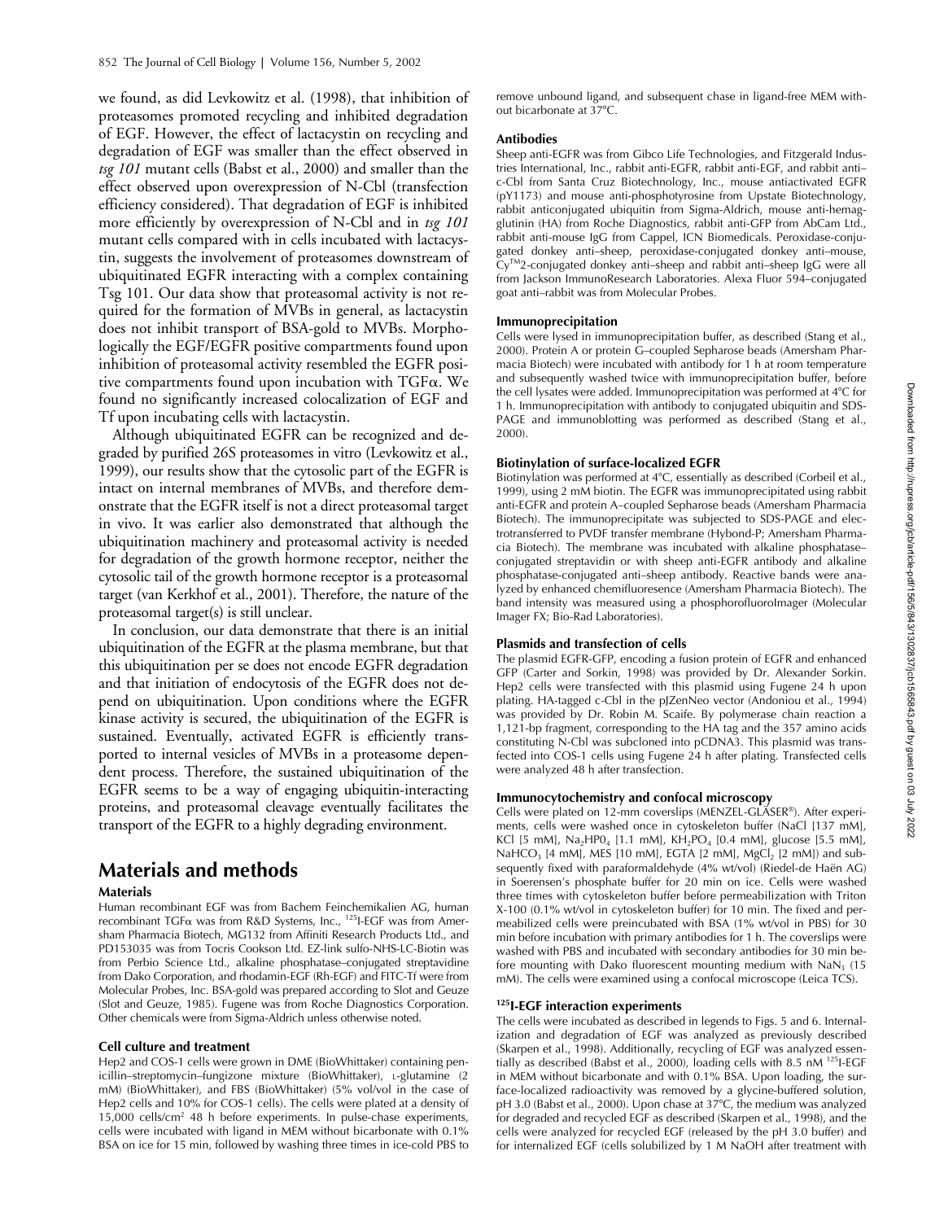we found, as did Levkowitz et al. (1998), that inhibition of proteasomes promoted recycling and inhibited degradation of EGF. However, the effect of lactacystin on recycling and degradation of EGF was smaller than the effect observed in *tsg 101* mutant cells (Babst et al., 2000) and smaller than the effect observed upon overexpression of N-Cbl (transfection efficiency considered). That degradation of EGF is inhibited more efficiently by overexpression of N-Cbl and in *tsg 101* mutant cells compared with in cells incubated with lactacystin, suggests the involvement of proteasomes downstream of ubiquitinated EGFR interacting with a complex containing Tsg 101. Our data show that proteasomal activity is not required for the formation of MVBs in general, as lactacystin does not inhibit transport of BSA-gold to MVBs. Morphologically the EGF/EGFR positive compartments found upon inhibition of proteasomal activity resembled the EGFR positive compartments found upon incubation with TGFα. We found no significantly increased colocalization of EGF and Tf upon incubating cells with lactacystin.

Although ubiquitinated EGFR can be recognized and degraded by purified 26S proteasomes in vitro (Levkowitz et al., 1999), our results show that the cytosolic part of the EGFR is intact on internal membranes of MVBs, and therefore demonstrate that the EGFR itself is not a direct proteasomal target in vivo. It was earlier also demonstrated that although the ubiquitination machinery and proteasomal activity is needed for degradation of the growth hormone receptor, neither the cytosolic tail of the growth hormone receptor is a proteasomal target (van Kerkhof et al., 2001). Therefore, the nature of the proteasomal target(s) is still unclear.

In conclusion, our data demonstrate that there is an initial ubiquitination of the EGFR at the plasma membrane, but that this ubiquitination per se does not encode EGFR degradation and that initiation of endocytosis of the EGFR does not depend on ubiquitination. Upon conditions where the EGFR kinase activity is secured, the ubiquitination of the EGFR is sustained. Eventually, activated EGFR is efficiently transported to internal vesicles of MVBs in a proteasome dependent process. Therefore, the sustained ubiquitination of the EGFR seems to be a way of engaging ubiquitin-interacting proteins, and proteasomal cleavage eventually facilitates the transport of the EGFR to a highly degrading environment.

# Materials and methods

## Materials

Human recombinant EGF was from Bachem Feinchemikalien AG, human recombinant TGFα was from R&D Systems, Inc., $^{125}$I-EGF was from Amersham Pharmacia Biotech, MG132 from Affiniti Research Products Ltd., and PD153035 was from Tocris Cookson Ltd. EZ-link sulfo-NHS-LC-Biotin was from Perbio Science Ltd., alkaline phosphatase–conjugated streptavidine from Dako Corporation, and rhodamin-EGF (Rh-EGF) and FITC-Tf were from Molecular Probes, Inc. BSA-gold was prepared according to Slot and Geuze (Slot and Geuze, 1985). Fugene was from Roche Diagnostics Corporation. Other chemicals were from Sigma-Aldrich unless otherwise noted.

## Cell culture and treatment

Hep2 and COS-1 cells were grown in DME (BioWhittaker) containing penicillin–streptomycin–fungizone mixture (BioWhittaker), L-glutamine (2 mM) (BioWhittaker), and FBS (BioWhittaker) (5% vol/vol in the case of Hep2 cells and 10% for COS-1 cells). The cells were plated at a density of 15,000 cells/cm$^2$ 48 h before experiments. In pulse-chase experiments, cells were incubated with ligand in MEM without bicarbonate with 0.1% BSA on ice for 15 min, followed by washing three times in ice-cold PBS to remove unbound ligand, and subsequent chase in ligand-free MEM without bicarbonate at 37°C.

## Antibodies

Sheep anti-EGFR was from Gibco Life Technologies, and Fitzgerald Industries International, Inc., rabbit anti-EGFR, rabbit anti-EGF, and rabbit anti–c-Cbl from Santa Cruz Biotechnology, Inc., mouse antiactivated EGFR (pY1173) and mouse anti-phosphotyrosine from Upstate Biotechnology, rabbit anticonjugated ubiquitin from Sigma-Aldrich, mouse anti-hemagglutinin (HA) from Roche Diagnostics, rabbit anti-GFP from AbCam Ltd., rabbit anti-mouse IgG from Cappel, ICN Biomedicals. Peroxidase-conjugated donkey anti–sheep, peroxidase-conjugated donkey anti–mouse, Cy™2-conjugated donkey anti–sheep and rabbit anti–sheep IgG were all from Jackson ImmunoResearch Laboratories. Alexa Fluor 594–conjugated goat anti–rabbit was from Molecular Probes.

## Immunoprecipitation

Cells were lysed in immunoprecipitation buffer, as described (Stang et al., 2000). Protein A or protein G–coupled Sepharose beads (Amersham Pharmacia Biotech) were incubated with antibody for 1 h at room temperature and subsequently washed twice with immunoprecipitation buffer, before the cell lysates were added. Immunoprecipitation was performed at 4°C for 1 h. Immunoprecipitation with antibody to conjugated ubiquitin and SDS-PAGE and immunoblotting was performed as described (Stang et al., 2000).

## Biotinylation of surface-localized EGFR

Biotinylation was performed at 4°C, essentially as described (Corbeil et al., 1999), using 2 mM biotin. The EGFR was immunoprecipitated using rabbit anti-EGFR and protein A–coupled Sepharose beads (Amersham Pharmacia Biotech). The immunoprecipitate was subjected to SDS-PAGE and electrotransferred to PVDF transfer membrane (Hybond-P; Amersham Pharmacia Biotech). The membrane was incubated with alkaline phosphatase–conjugated streptavidin or with sheep anti-EGFR antibody and alkaline phosphatase-conjugated anti–sheep antibody. Reactive bands were analyzed by enhanced chemifluoresence (Amersham Pharmacia Biotech). The band intensity was measured using a phosphorofluoroImager (Molecular Imager FX; Bio-Rad Laboratories).

## Plasmids and transfection of cells

The plasmid EGFR-GFP, encoding a fusion protein of EGFR and enhanced GFP (Carter and Sorkin, 1998) was provided by Dr. Alexander Sorkin. Hep2 cells were transfected with this plasmid using Fugene 24 h upon plating. HA-tagged c-Cbl in the pJZenNeo vector (Andoniou et al., 1994) was provided by Dr. Robin M. Scaife. By polymerase chain reaction a 1,121-bp fragment, corresponding to the HA tag and the 357 amino acids constituting N-Cbl was subcloned into pCDNA3. This plasmid was transfected into COS-1 cells using Fugene 24 h after plating. Transfected cells were analyzed 48 h after transfection.

## Immunocytochemistry and confocal microscopy

Cells were plated on 12-mm coverslips (MENZEL-GLÄSER®). After experiments, cells were washed once in cytoskeleton buffer (NaCl [137 mM], KCl [5 mM], $Na_2HPO_4$ [1.1 mM], $KH_2PO_4$ [0.4 mM], glucose [5.5 mM], $NaHCO_3$ [4 mM], MES [10 mM], EGTA [2 mM], $MgCl_2$ [2 mM]) and subsequently fixed with paraformaldehyde (4% wt/vol) (Riedel-de Haën AG) in Soerensen's phosphate buffer for 20 min on ice. Cells were washed three times with cytoskeleton buffer before permeabilization with Triton X-100 (0.1% wt/vol in cytoskeleton buffer) for 10 min. The fixed and permeabilized cells were preincubated with BSA (1% wt/vol in PBS) for 30 min before incubation with primary antibodies for 1 h. The coverslips were washed with PBS and incubated with secondary antibodies for 30 min before mounting with Dako fluorescent mounting medium with $NaN_3$ (15 mM). The cells were examined using a confocal microscope (Leica TCS).

## $^{125}$I-EGF interaction experiments

The cells were incubated as described in legends to Figs. 5 and 6. Internalization and degradation of EGF was analyzed as previously described (Skarpen et al., 1998). Additionally, recycling of EGF was analyzed essentially as described (Babst et al., 2000), loading cells with 8.5 nM $^{125}$I-EGF in MEM without bicarbonate and with 0.1% BSA. Upon loading, the surface-localized radioactivity was removed by a glycine-buffered solution, pH 3.0 (Babst et al., 2000). Upon chase at 37°C, the medium was analyzed for degraded and recycled EGF as described (Skarpen et al., 1998), and the cells were analyzed for recycled EGF (released by the pH 3.0 buffer) and for internalized EGF (cells solubilized by 1 M NaOH after treatment with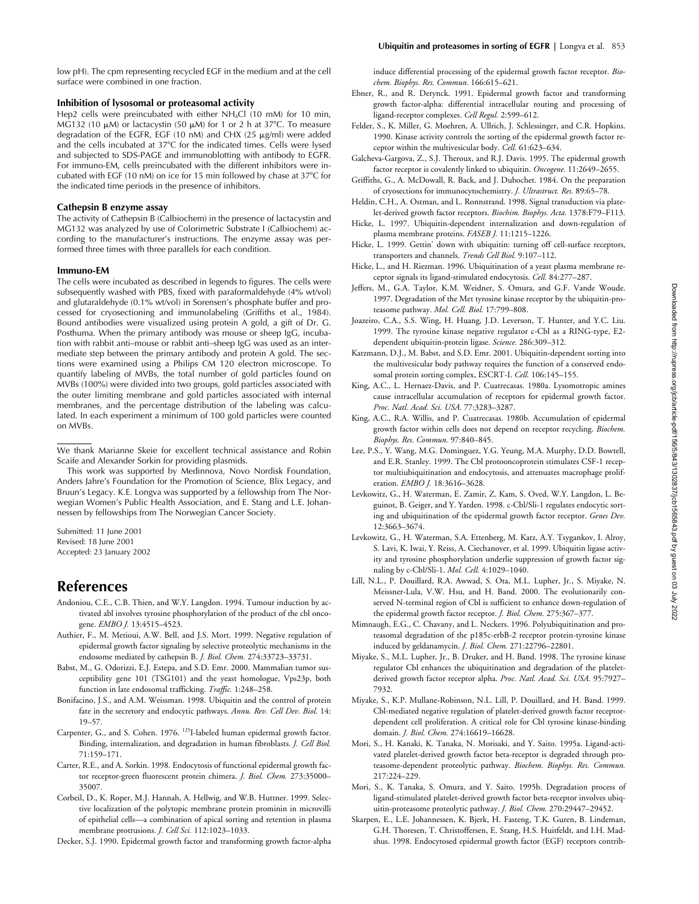low pH). The cpm representing recycled EGF in the medium and at the cell surface were combined in one fraction.

### Inhibition of lysosomal or proteasomal activity

Hep2 cells were preincubated with either $NH_4Cl$ (10 mM) for 10 min, MG132 (10 μM) or lactacystin (50 μM) for 1 or 2 h at 37°C. To measure degradation of the EGFR, EGF (10 nM) and CHX (25 μg/ml) were added and the cells incubated at 37°C for the indicated times. Cells were lysed and subjected to SDS-PAGE and immunoblotting with antibody to EGFR. For immuno-EM, cells preincubated with the different inhibitors were incubated with EGF (10 nM) on ice for 15 min followed by chase at 37°C for the indicated time periods in the presence of inhibitors.

### Cathepsin B enzyme assay

The activity of Cathepsin B (Calbiochem) in the presence of lactacystin and MG132 was analyzed by use of Colorimetric Substrate I (Calbiochem) according to the manufacturer's instructions. The enzyme assay was performed three times with three parallels for each condition.

### Immuno-EM

The cells were incubated as described in legends to figures. The cells were subsequently washed with PBS, fixed with paraformaldehyde (4% wt/vol) and glutaraldehyde (0.1% wt/vol) in Sorensen's phosphate buffer and processed for cryosectioning and immunolabeling (Griffiths et al., 1984). Bound antibodies were visualized using protein A gold, a gift of Dr. G. Posthuma. When the primary antibody was mouse or sheep IgG, incubation with rabbit anti–mouse or rabbit anti–sheep IgG was used as an intermediate step between the primary antibody and protein A gold. The sections were examined using a Philips CM 120 electron microscope. To quantify labeling of MVBs, the total number of gold particles found on MVBs (100%) were divided into two groups, gold particles associated with the outer limiting membrane and gold particles associated with internal membranes, and the percentage distribution of the labeling was calculated. In each experiment a minimum of 100 gold particles were counted on MVBs.

---

We thank Marianne Skeie for excellent technical assistance and Robin Scaife and Alexander Sorkin for providing plasmids.

This work was supported by Medinnova, Novo Nordisk Foundation, Anders Jahre's Foundation for the Promotion of Science, Blix Legacy, and Bruun's Legacy. K.E. Longva was supported by a fellowship from The Norwegian Women's Public Health Association, and E. Stang and L.E. Johannessen by fellowships from The Norwegian Cancer Society.

Submitted: 11 June 2001
Revised: 18 June 2001
Accepted: 23 January 2002

# References

Andoniou, C.E., C.B. Thien, and W.Y. Langdon. 1994. Tumour induction by activated abl involves tyrosine phosphorylation of the product of the cbl oncogene. *EMBO J.* 13:4515–4523.

Authier, F., M. Metioui, A.W. Bell, and J.S. Mort. 1999. Negative regulation of epidermal growth factor signaling by selective proteolytic mechanisms in the endosome mediated by cathepsin B. *J. Biol. Chem.* 274:33723–33731.

Babst, M., G. Odorizzi, E.J. Estepa, and S.D. Emr. 2000. Mammalian tumor susceptibility gene 101 (TSG101) and the yeast homologue, Vps23p, both function in late endosomal trafficking. *Traffic.* 1:248–258.

Bonifacino, J.S., and A.M. Weissman. 1998. Ubiquitin and the control of protein fate in the secretory and endocytic pathways. *Annu. Rev. Cell Dev. Biol.* 14:19–57.

Carpenter, G., and S. Cohen. 1976. $^{125}$I-labeled human epidermal growth factor. Binding, internalization, and degradation in human fibroblasts. *J. Cell Biol.* 71:159–171.

Carter, R.E., and A. Sorkin. 1998. Endocytosis of functional epidermal growth factor receptor-green fluorescent protein chimera. *J. Biol. Chem.* 273:35000–35007.

Corbeil, D., K. Roper, M.J. Hannah, A. Hellwig, and W.B. Huttner. 1999. Selective localization of the polytopic membrane protein prominin in microvilli of epithelial cells—a combination of apical sorting and retention in plasma membrane protrusions. *J. Cell Sci.* 112:1023–1033.

Decker, S.J. 1990. Epidermal growth factor and transforming growth factor-alpha induce differential processing of the epidermal growth factor receptor. *Biochem. Biophys. Res. Commun.* 166:615–621.

Ebner, R., and R. Derynck. 1991. Epidermal growth factor and transforming growth factor-alpha: differential intracellular routing and processing of ligand-receptor complexes. *Cell Regul.* 2:599–612.

Felder, S., K. Miller, G. Moehren, A. Ullrich, J. Schlessinger, and C.R. Hopkins. 1990. Kinase activity controls the sorting of the epidermal growth factor receptor within the multivesicular body. *Cell.* 61:623–634.

Galcheva-Gargova, Z., S.J. Theroux, and R.J. Davis. 1995. The epidermal growth factor receptor is covalently linked to ubiquitin. *Oncogene.* 11:2649–2655.

Griffiths, G., A. McDowall, R. Back, and J. Dubochet. 1984. On the preparation of cryosections for immunocytochemistry. *J. Ultrastruct. Res.* 89:65–78.

Heldin, C.H., A. Ostman, and L. Ronnstrand. 1998. Signal transduction via platelet-derived growth factor receptors. *Biochim. Biophys. Acta.* 1378:F79–F113.

Hicke, L. 1997. Ubiquitin-dependent internalization and down-regulation of plasma membrane proteins. *FASEB J.* 11:1215–1226.

Hicke, L. 1999. Gettin' down with ubiquitin: turning off cell-surface receptors, transporters and channels. *Trends Cell Biol.* 9:107–112.

Hicke, L., and H. Riezman. 1996. Ubiquitination of a yeast plasma membrane receptor signals its ligand-stimulated endocytosis. *Cell.* 84:277–287.

Jeffers, M., G.A. Taylor, K.M. Weidner, S. Omura, and G.F. Vande Woude. 1997. Degradation of the Met tyrosine kinase receptor by the ubiquitin-proteasome pathway. *Mol. Cell. Biol.* 17:799–808.

Joazeiro, C.A., S.S. Wing, H. Huang, J.D. Leverson, T. Hunter, and Y.C. Liu. 1999. The tyrosine kinase negative regulator c-Cbl as a RING-type, E2-dependent ubiquitin-protein ligase. *Science.* 286:309–312.

Katzmann, D.J., M. Babst, and S.D. Emr. 2001. Ubiquitin-dependent sorting into the multivesicular body pathway requires the function of a conserved endosomal protein sorting complex, ESCRT-I. *Cell.* 106:145–155.

King, A.C., L. Hernaez-Davis, and P. Cuatrecasas. 1980a. Lysomotropic amines cause intracellular accumulation of receptors for epidermal growth factor. *Proc. Natl. Acad. Sci. USA.* 77:3283–3287.

King, A.C., R.A. Willis, and P. Cuatrecasas. 1980b. Accumulation of epidermal growth factor within cells does not depend on receptor recycling. *Biochem. Biophys. Res. Commun.* 97:840–845.

Lee, P.S., Y. Wang, M.G. Dominguez, Y.G. Yeung, M.A. Murphy, D.D. Bowtell, and E.R. Stanley. 1999. The Cbl protooncoprotein stimulates CSF-1 receptor multiubiquitination and endocytosis, and attenuates macrophage proliferation. *EMBO J.* 18:3616–3628.

Levkowitz, G., H. Waterman, E. Zamir, Z. Kam, S. Oved, W.Y. Langdon, L. Beguinot, B. Geiger, and Y. Yarden. 1998. c-Cbl/Sli-1 regulates endocytic sorting and ubiquitination of the epidermal growth factor receptor. *Genes Dev.* 12:3663–3674.

Levkowitz, G., H. Waterman, S.A. Ettenberg, M. Katz, A.Y. Tsygankov, I. Alroy, S. Lavi, K. Iwai, Y. Reiss, A. Ciechanover, et al. 1999. Ubiquitin ligase activity and tyrosine phosphorylation underlie suppression of growth factor signaling by c-Cbl/Sli-1. *Mol. Cell.* 4:1029–1040.

Lill, N.L., P. Douillard, R.A. Awwad, S. Ota, M.L. Lupher, Jr., S. Miyake, N. Meissner-Lula, V.W. Hsu, and H. Band. 2000. The evolutionarily conserved N-terminal region of Cbl is sufficient to enhance down-regulation of the epidermal growth factor receptor. *J. Biol. Chem.* 275:367–377.

Mimnaugh, E.G., C. Chavany, and L. Neckers. 1996. Polyubiquitination and proteasomal degradation of the p185c-erbB-2 receptor protein-tyrosine kinase induced by geldanamycin. *J. Biol. Chem.* 271:22796–22801.

Miyake, S., M.L. Lupher, Jr., B. Druker, and H. Band. 1998. The tyrosine kinase regulator Cbl enhances the ubiquitination and degradation of the platelet-derived growth factor receptor alpha. *Proc. Natl. Acad. Sci. USA.* 95:7927–7932.

Miyake, S., K.P. Mullane-Robinson, N.L. Lill, P. Douillard, and H. Band. 1999. Cbl-mediated negative regulation of platelet-derived growth factor receptor-dependent cell proliferation. A critical role for Cbl tyrosine kinase-binding domain. *J. Biol. Chem.* 274:16619–16628.

Mori, S., H. Kanaki, K. Tanaka, N. Morisaki, and Y. Saito. 1995a. Ligand-activated platelet-derived growth factor beta-receptor is degraded through proteasome-dependent proteolytic pathway. *Biochem. Biophys. Res. Commun.* 217:224–229.

Mori, S., K. Tanaka, S. Omura, and Y. Saito. 1995b. Degradation process of ligand-stimulated platelet-derived growth factor beta-receptor involves ubiquitin-proteasome proteolytic pathway. *J. Biol. Chem.* 270:29447–29452.

Skarpen, E., L.E. Johannessen, K. Bjerk, H. Fasteng, T.K. Guren, B. Lindeman, G.H. Thoresen, T. Christoffersen, E. Stang, H.S. Huitfeldt, and I.H. Madshus. 1998. Endocytosed epidermal growth factor (EGF) receptors contrib-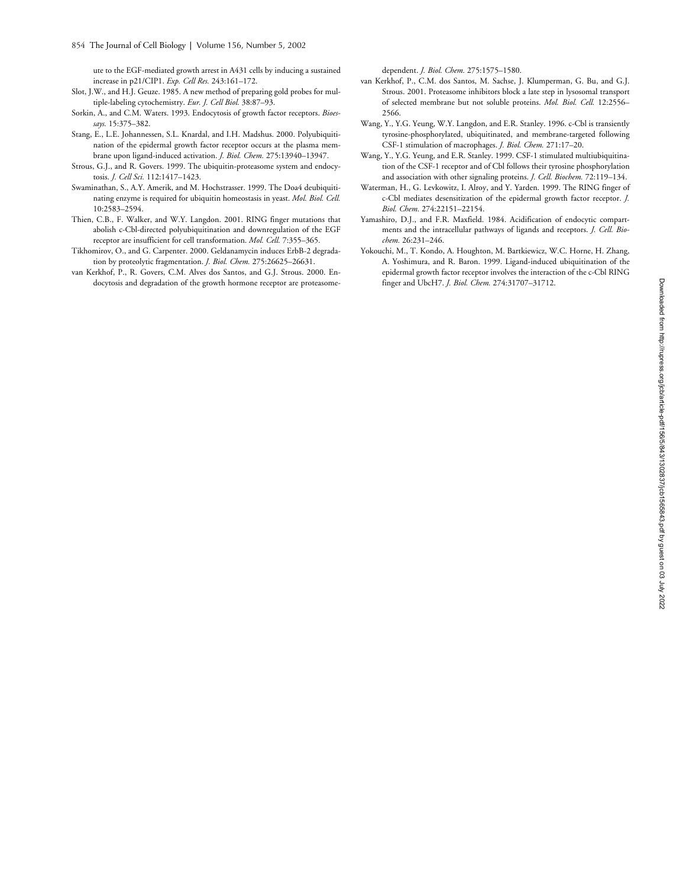ute to the EGF-mediated growth arrest in A431 cells by inducing a sustained increase in p21/CIP1. *Exp. Cell Res.* 243:161–172.

Slot, J.W., and H.J. Geuze. 1985. A new method of preparing gold probes for multiple-labeling cytochemistry. *Eur. J. Cell Biol.* 38:87–93.

Sorkin, A., and C.M. Waters. 1993. Endocytosis of growth factor receptors. *Bioessays.* 15:375–382.

Stang, E., L.E. Johannessen, S.L. Knardal, and I.H. Madshus. 2000. Polyubiquitination of the epidermal growth factor receptor occurs at the plasma membrane upon ligand-induced activation. *J. Biol. Chem.* 275:13940–13947.

Strous, G.J., and R. Govers. 1999. The ubiquitin-proteasome system and endocytosis. *J. Cell Sci.* 112:1417–1423.

Swaminathan, S., A.Y. Amerik, and M. Hochstrasser. 1999. The Doa4 deubiquitinating enzyme is required for ubiquitin homeostasis in yeast. *Mol. Biol. Cell.* 10:2583–2594.

Thien, C.B., F. Walker, and W.Y. Langdon. 2001. RING finger mutations that abolish c-Cbl-directed polyubiquitination and downregulation of the EGF receptor are insufficient for cell transformation. *Mol. Cell.* 7:355–365.

Tikhomirov, O., and G. Carpenter. 2000. Geldanamycin induces ErbB-2 degradation by proteolytic fragmentation. *J. Biol. Chem.* 275:26625–26631.

van Kerkhof, P., R. Govers, C.M. Alves dos Santos, and G.J. Strous. 2000. Endocytosis and degradation of the growth hormone receptor are proteasome-dependent. *J. Biol. Chem.* 275:1575–1580.

van Kerkhof, P., C.M. dos Santos, M. Sachse, J. Klumperman, G. Bu, and G.J. Strous. 2001. Proteasome inhibitors block a late step in lysosomal transport of selected membrane but not soluble proteins. *Mol. Biol. Cell.* 12:2556–2566.

Wang, Y., Y.G. Yeung, W.Y. Langdon, and E.R. Stanley. 1996. c-Cbl is transiently tyrosine-phosphorylated, ubiquitinated, and membrane-targeted following CSF-1 stimulation of macrophages. *J. Biol. Chem.* 271:17–20.

Wang, Y., Y.G. Yeung, and E.R. Stanley. 1999. CSF-1 stimulated multiubiquitination of the CSF-1 receptor and of Cbl follows their tyrosine phosphorylation and association with other signaling proteins. *J. Cell. Biochem.* 72:119–134.

Waterman, H., G. Levkowitz, I. Alroy, and Y. Yarden. 1999. The RING finger of c-Cbl mediates desensitization of the epidermal growth factor receptor. *J. Biol. Chem.* 274:22151–22154.

Yamashiro, D.J., and F.R. Maxfield. 1984. Acidification of endocytic compartments and the intracellular pathways of ligands and receptors. *J. Cell. Biochem.* 26:231–246.

Yokouchi, M., T. Kondo, A. Houghton, M. Bartkiewicz, W.C. Horne, H. Zhang, A. Yoshimura, and R. Baron. 1999. Ligand-induced ubiquitination of the epidermal growth factor receptor involves the interaction of the c-Cbl RING finger and UbcH7. *J. Biol. Chem.* 274:31707–31712.